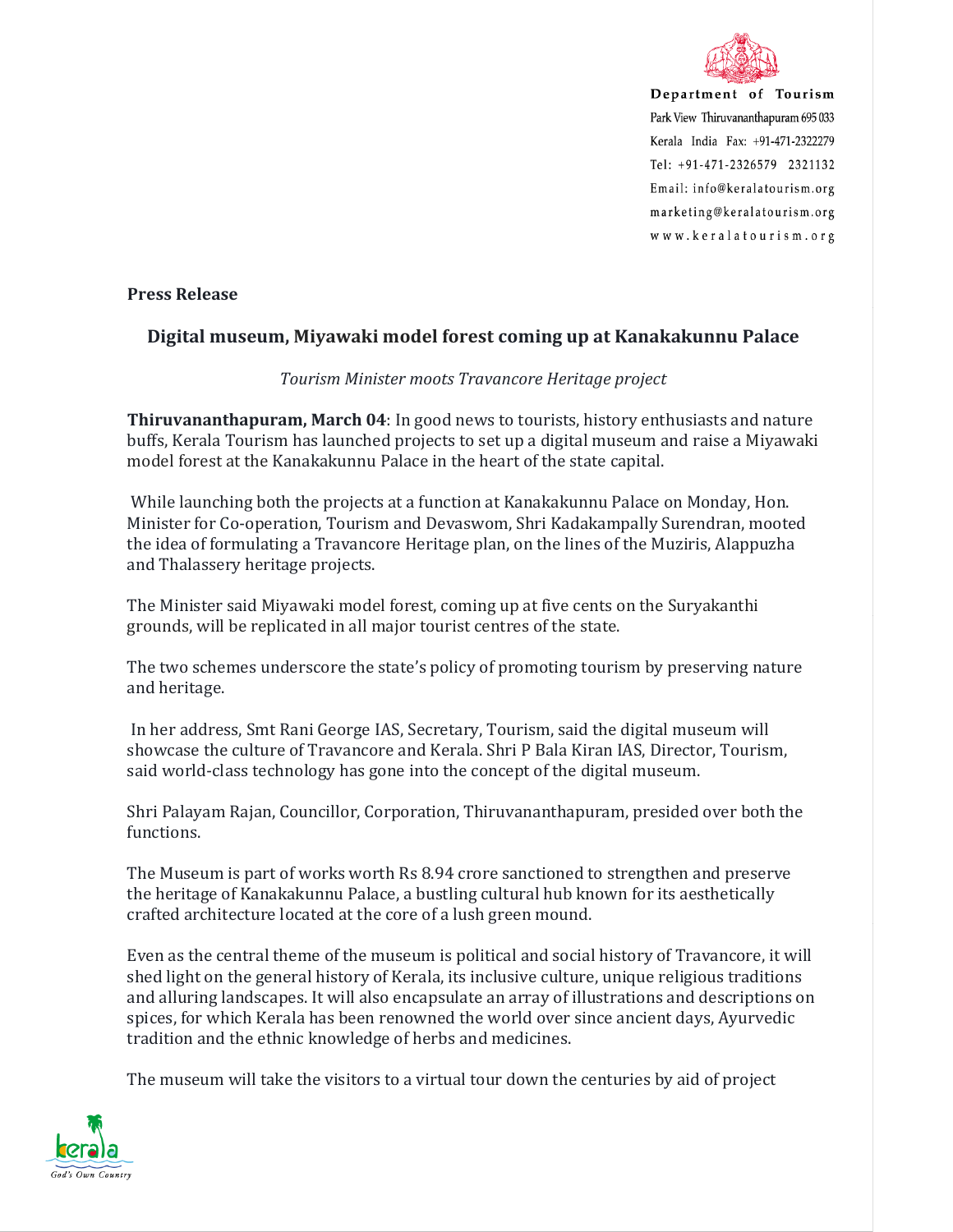Department of Tourism
Park View Thiruvananthapuram 695 033
Kerala India Fax: +91-471-2322279
Tel: +91-471-2326579 2321132
Email: info@keralatourism.org
marketing@keralatourism.org
www.keralatourism.org

**Press Release**

## Digital museum, Miyawaki model forest coming up at Kanakakunnu Palace

*Tourism Minister moots Travancore Heritage project*

**Thiruvananthapuram, March 04**: In good news to tourists, history enthusiasts and nature buffs, Kerala Tourism has launched projects to set up a digital museum and raise a Miyawaki model forest at the Kanakakunnu Palace in the heart of the state capital.

While launching both the projects at a function at Kanakakunnu Palace on Monday, Hon. Minister for Co-operation, Tourism and Devaswom, Shri Kadakampally Surendran, mooted the idea of formulating a Travancore Heritage plan, on the lines of the Muziris, Alappuzha and Thalassery heritage projects.

The Minister said Miyawaki model forest, coming up at five cents on the Suryakanthi grounds, will be replicated in all major tourist centres of the state.

The two schemes underscore the state's policy of promoting tourism by preserving nature and heritage.

In her address, Smt Rani George IAS, Secretary, Tourism, said the digital museum will showcase the culture of Travancore and Kerala. Shri P Bala Kiran IAS, Director, Tourism, said world-class technology has gone into the concept of the digital museum.

Shri Palayam Rajan, Councillor, Corporation, Thiruvananthapuram, presided over both the functions.

The Museum is part of works worth Rs 8.94 crore sanctioned to strengthen and preserve the heritage of Kanakakunnu Palace, a bustling cultural hub known for its aesthetically crafted architecture located at the core of a lush green mound.

Even as the central theme of the museum is political and social history of Travancore, it will shed light on the general history of Kerala, its inclusive culture, unique religious traditions and alluring landscapes. It will also encapsulate an array of illustrations and descriptions on spices, for which Kerala has been renowned the world over since ancient days, Ayurvedic tradition and the ethnic knowledge of herbs and medicines.

The museum will take the visitors to a virtual tour down the centuries by aid of project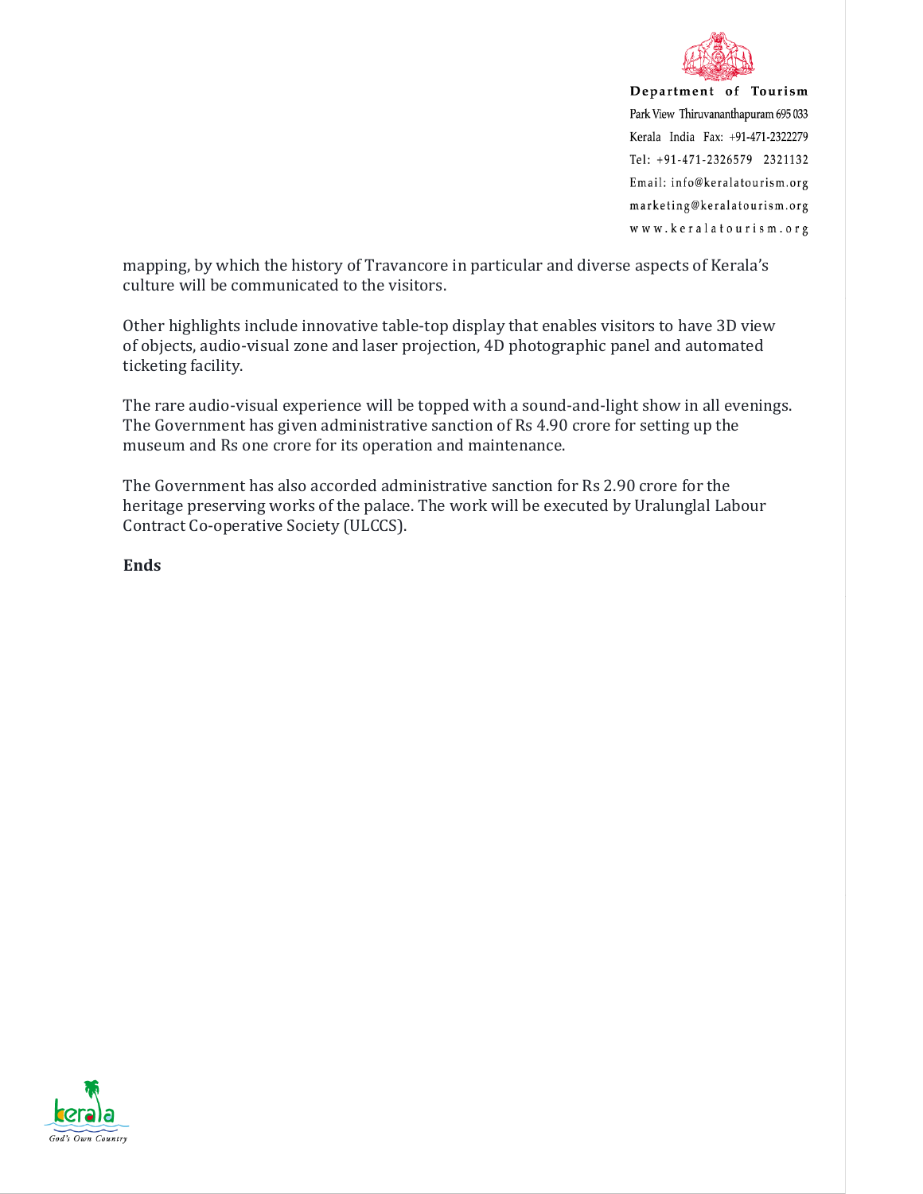mapping, by which the history of Travancore in particular and diverse aspects of Kerala's culture will be communicated to the visitors.

Other highlights include innovative table-top display that enables visitors to have 3D view of objects, audio-visual zone and laser projection, 4D photographic panel and automated ticketing facility.

The rare audio-visual experience will be topped with a sound-and-light show in all evenings. The Government has given administrative sanction of Rs 4.90 crore for setting up the museum and Rs one crore for its operation and maintenance.

The Government has also accorded administrative sanction for Rs 2.90 crore for the heritage preserving works of the palace. The work will be executed by Uralunglal Labour Contract Co-operative Society (ULCCS).

**Ends**